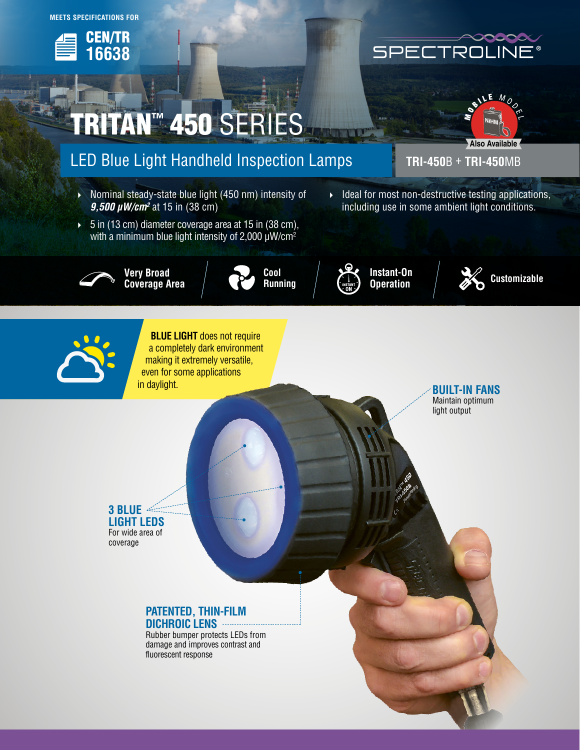MEETS SPECIFICATIONS FOR

**CEN/TR 16638**

SPECTROLINE®

# TRITAN™ 450 SERIES

## LED Blue Light Handheld Inspection Lamps

MOBILE MODEL NiHM Also Available

**TRI-450**B + **TRI-450**MB

- Nominal steady-state blue light (450 nm) intensity of ***9,500 µW/cm²*** at 15 in (38 cm)
- 5 in (13 cm) diameter coverage area at 15 in (38 cm), with a minimum blue light intensity of 2,000 µW/cm²
- Ideal for most non-destructive testing applications, including use in some ambient light conditions.

**Very Broad Coverage Area** | **Cool Running** | **Instant-On Operation** | **Customizable**

**BLUE LIGHT** does not require a completely dark environment making it extremely versatile, even for some applications in daylight.

**BUILT-IN FANS**
Maintain optimum light output

**3 BLUE LIGHT LEDS**
For wide area of coverage

**PATENTED, THIN-FILM DICHROIC LENS**
Rubber bumper protects LEDs from damage and improves contrast and fluorescent response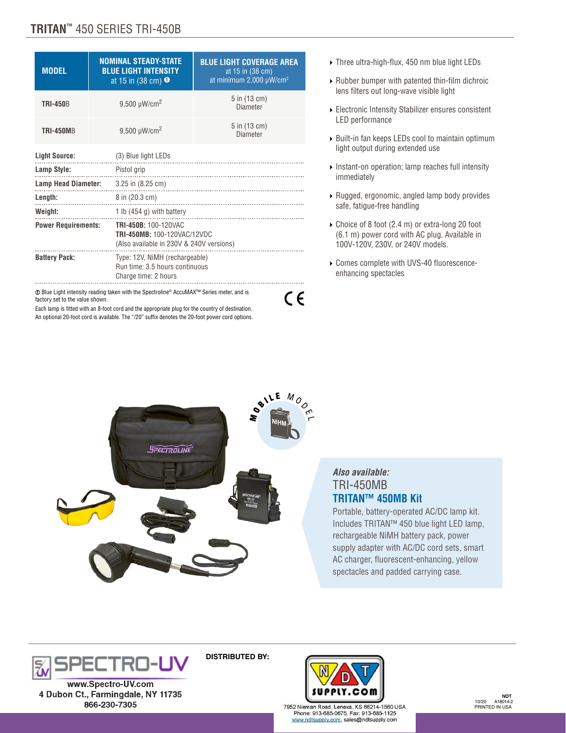# TRITAN™ 450 SERIES TRI-450B

| MODEL | NOMINAL STEADY-STATE BLUE LIGHT INTENSITY at 15 in (38 cm) ❶ | BLUE LIGHT COVERAGE AREA at 15 in (38 cm) at minimum 2,000 µW/cm² |
|---|---|---|
| **TRI-450**B | 9,500 µW/cm² | 5 in (13 cm) Diameter |
| **TRI-450MB** | 9,500 µW/cm² | 5 in (13 cm) Diameter |

| | |
|---|---|
| **Light Source:** | (3) Blue light LEDs |
| **Lamp Style:** | Pistol grip |
| **Lamp Head Diameter:** | 3.25 in (8.25 cm) |
| **Length:** | 8 in (20.3 cm) |
| **Weight:** | 1 lb (454 g) with battery |
| **Power Requirements:** | **TRI-450B:** 100-120VAC<br>**TRI-450MB:** 100-120VAC/12VDC<br>(Also available in 230V & 240V versions) |
| **Battery Pack:** | Type: 12V, NiMH (rechargeable)<br>Run time: 3.5 hours continuous<br>Charge time: 2 hours |

❶ Blue Light intensity reading taken with the Spectroline® AccuMAX™ Series meter, and is factory set to the value shown.

Each lamp is fitted with an 8-foot cord and the appropriate plug for the country of destination. An optional 20-foot cord is available. The "/20" suffix denotes the 20-foot power cord options.

CE

- Three ultra-high-flux, 450 nm blue light LEDs
- Rubber bumper with patented thin-film dichroic lens filters out long-wave visible light
- Electronic Intensity Stabilizer ensures consistent LED performance
- Built-in fan keeps LEDs cool to maintain optimum light output during extended use
- Instant-on operation; lamp reaches full intensity immediately
- Rugged, ergonomic, angled lamp body provides safe, fatigue-free handling
- Choice of 8 foot (2.4 m) or extra-long 20 foot (6.1 m) power cord with AC plug. Available in 100V-120V, 230V, or 240V models.
- Comes complete with UVS-40 fluorescence-enhancing spectacles

MOBILE MODEL

NiMH

***Also available:***

TRI-450MB

**TRITAN™ 450MB Kit**

Portable, battery-operated AC/DC lamp kit. Includes TRITAN™ 450 blue light LED lamp, rechargeable NiMH battery pack, power supply adapter with AC/DC cord sets, smart AC charger, fluorescent-enhancing, yellow spectacles and padded carrying case.

SPECTRO-UV
www.Spectro-UV.com
4 Dubon Ct., Farmingdale, NY 11735
866-230-7305

**DISTRIBUTED BY:**

NDT SUPPLY.COM
7952 Nieman Road, Lenexa, KS 66214-1560 USA
Phone: 913-685-0675, Fax: 913-685-1125
www.ndtsupply.com, sales@ndtsupply.com

NDT
10/20 A18014-2
PRINTED IN USA